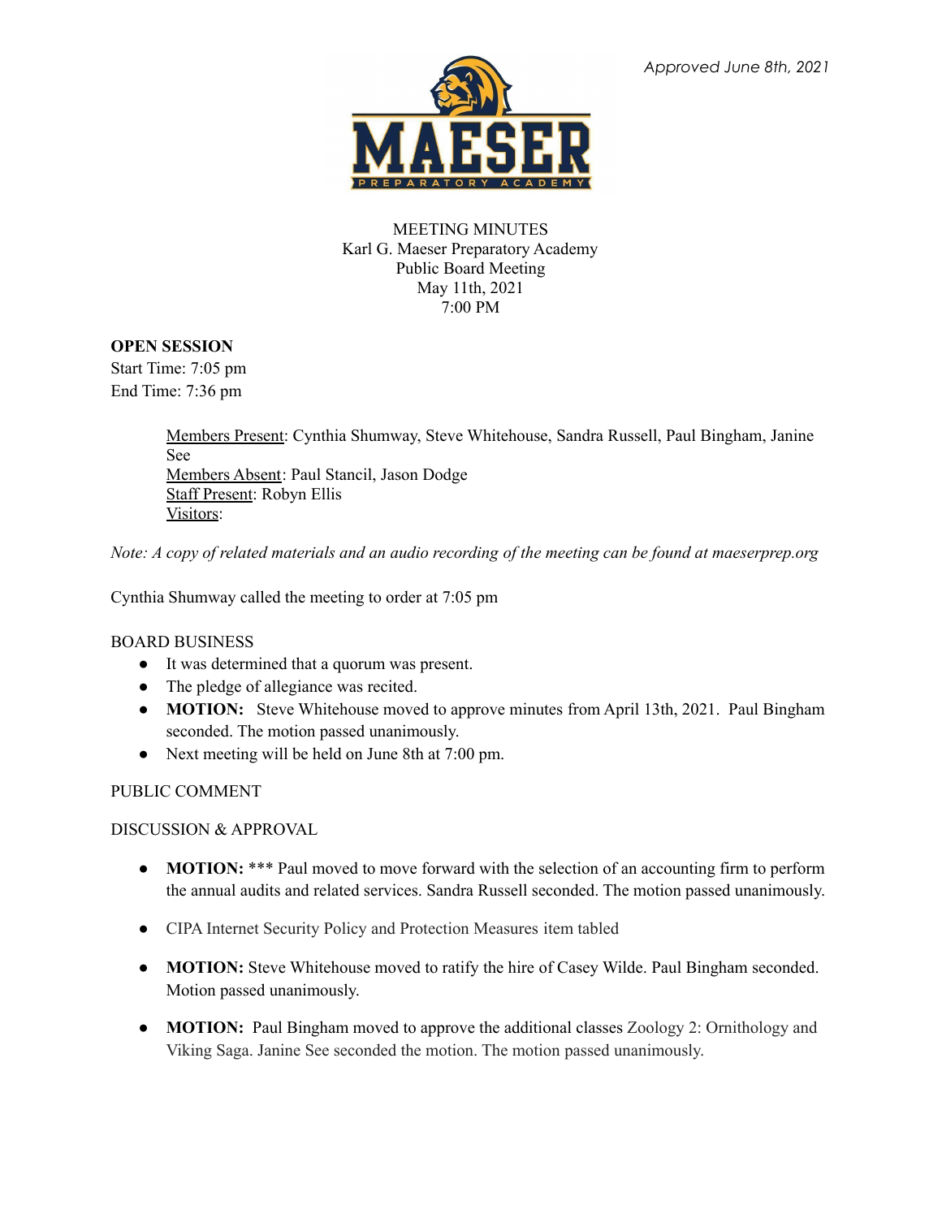*Approved June 8th, 2021*

MEETING MINUTES
Karl G. Maeser Preparatory Academy
Public Board Meeting
May 11th, 2021
7:00 PM

**OPEN SESSION**
Start Time: 7:05 pm
End Time: 7:36 pm

> Members Present: Cynthia Shumway, Steve Whitehouse, Sandra Russell, Paul Bingham, Janine See
> Members Absent: Paul Stancil, Jason Dodge
> Staff Present: Robyn Ellis
> Visitors:

*Note: A copy of related materials and an audio recording of the meeting can be found at maeserprep.org*

Cynthia Shumway called the meeting to order at 7:05 pm

BOARD BUSINESS

- It was determined that a quorum was present.
- The pledge of allegiance was recited.
- **MOTION:** Steve Whitehouse moved to approve minutes from April 13th, 2021. Paul Bingham seconded. The motion passed unanimously.
- Next meeting will be held on June 8th at 7:00 pm.

PUBLIC COMMENT

DISCUSSION & APPROVAL

- **MOTION:** *** Paul moved to move forward with the selection of an accounting firm to perform the annual audits and related services. Sandra Russell seconded. The motion passed unanimously.
- CIPA Internet Security Policy and Protection Measures item tabled
- **MOTION:** Steve Whitehouse moved to ratify the hire of Casey Wilde. Paul Bingham seconded. Motion passed unanimously.
- **MOTION:** Paul Bingham moved to approve the additional classes Zoology 2: Ornithology and Viking Saga. Janine See seconded the motion. The motion passed unanimously.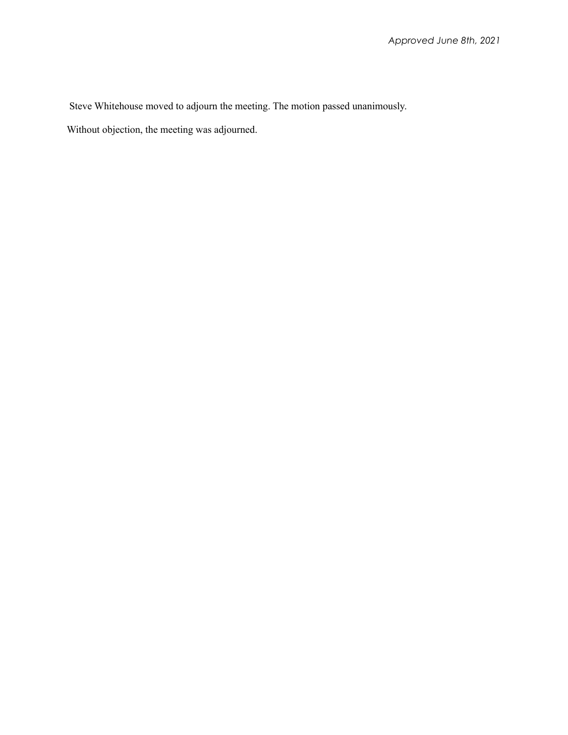Steve Whitehouse moved to adjourn the meeting. The motion passed unanimously.

Without objection, the meeting was adjourned.